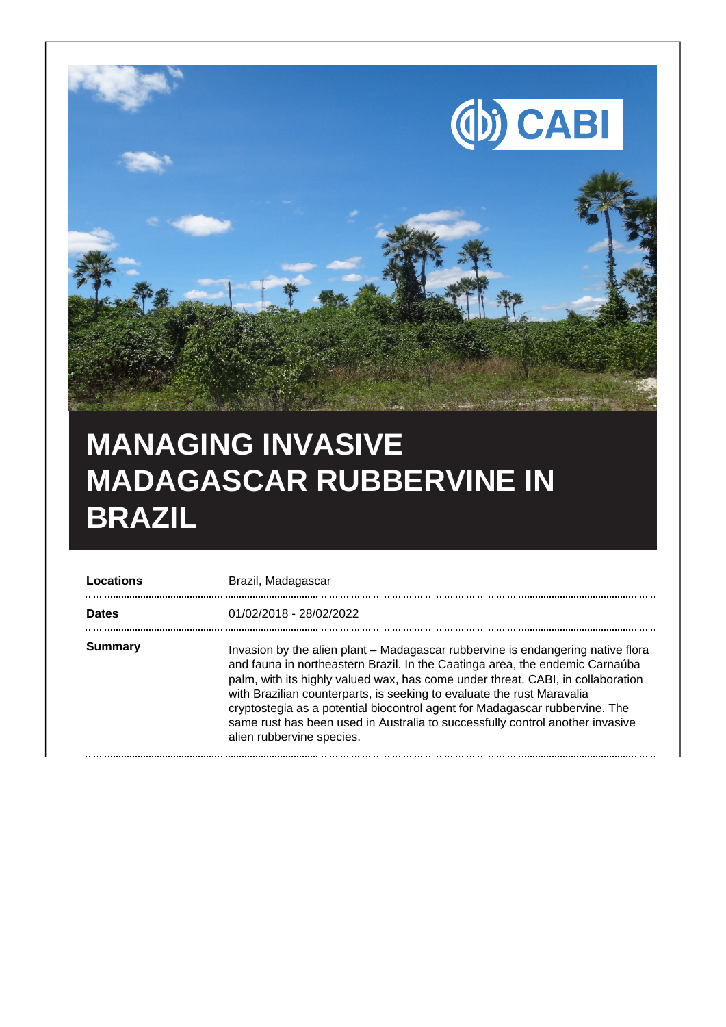# MANAGING INVASIVE MADAGASCAR RUBBERVINE IN BRAZIL

| | |
|---|---|
| **Locations** | Brazil, Madagascar |
| **Dates** | 01/02/2018 - 28/02/2022 |
| **Summary** | Invasion by the alien plant – Madagascar rubbervine is endangering native flora and fauna in northeastern Brazil. In the Caatinga area, the endemic Carnaúba palm, with its highly valued wax, has come under threat. CABI, in collaboration with Brazilian counterparts, is seeking to evaluate the rust Maravalia cryptostegia as a potential biocontrol agent for Madagascar rubbervine. The same rust has been used in Australia to successfully control another invasive alien rubbervine species. |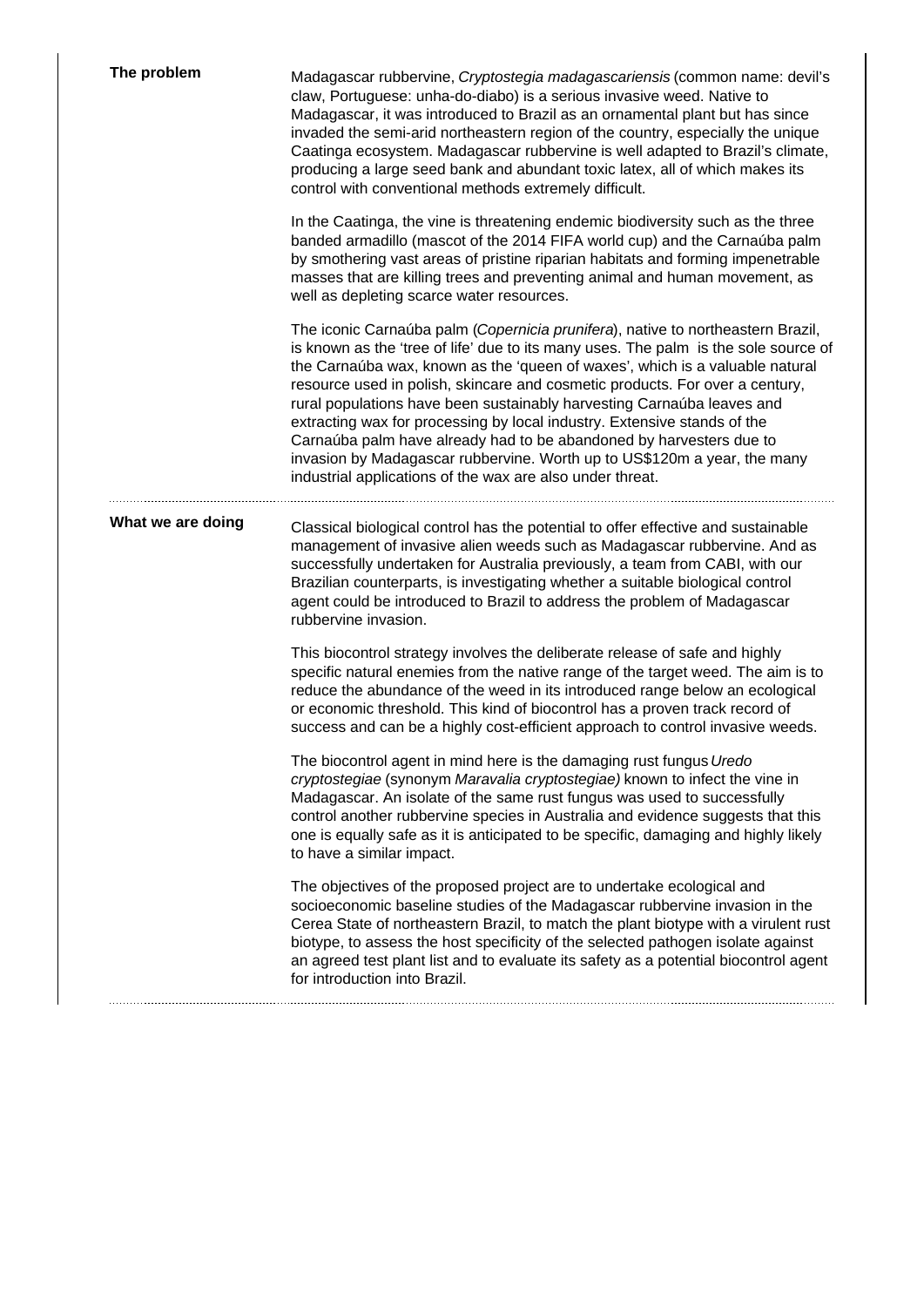## The problem

Madagascar rubbervine, *Cryptostegia madagascariensis* (common name: devil's claw, Portuguese: unha-do-diabo) is a serious invasive weed. Native to Madagascar, it was introduced to Brazil as an ornamental plant but has since invaded the semi-arid northeastern region of the country, especially the unique Caatinga ecosystem. Madagascar rubbervine is well adapted to Brazil's climate, producing a large seed bank and abundant toxic latex, all of which makes its control with conventional methods extremely difficult.

In the Caatinga, the vine is threatening endemic biodiversity such as the three banded armadillo (mascot of the 2014 FIFA world cup) and the Carnaúba palm by smothering vast areas of pristine riparian habitats and forming impenetrable masses that are killing trees and preventing animal and human movement, as well as depleting scarce water resources.

The iconic Carnaúba palm (*Copernicia prunifera*), native to northeastern Brazil, is known as the 'tree of life' due to its many uses. The palm is the sole source of the Carnaúba wax, known as the 'queen of waxes', which is a valuable natural resource used in polish, skincare and cosmetic products. For over a century, rural populations have been sustainably harvesting Carnaúba leaves and extracting wax for processing by local industry. Extensive stands of the Carnaúba palm have already had to be abandoned by harvesters due to invasion by Madagascar rubbervine. Worth up to US$120m a year, the many industrial applications of the wax are also under threat.

## What we are doing

Classical biological control has the potential to offer effective and sustainable management of invasive alien weeds such as Madagascar rubbervine. And as successfully undertaken for Australia previously, a team from CABI, with our Brazilian counterparts, is investigating whether a suitable biological control agent could be introduced to Brazil to address the problem of Madagascar rubbervine invasion.

This biocontrol strategy involves the deliberate release of safe and highly specific natural enemies from the native range of the target weed. The aim is to reduce the abundance of the weed in its introduced range below an ecological or economic threshold. This kind of biocontrol has a proven track record of success and can be a highly cost-efficient approach to control invasive weeds.

The biocontrol agent in mind here is the damaging rust fungus *Uredo cryptostegiae* (synonym *Maravalia cryptostegiae)* known to infect the vine in Madagascar. An isolate of the same rust fungus was used to successfully control another rubbervine species in Australia and evidence suggests that this one is equally safe as it is anticipated to be specific, damaging and highly likely to have a similar impact.

The objectives of the proposed project are to undertake ecological and socioeconomic baseline studies of the Madagascar rubbervine invasion in the Cerea State of northeastern Brazil, to match the plant biotype with a virulent rust biotype, to assess the host specificity of the selected pathogen isolate against an agreed test plant list and to evaluate its safety as a potential biocontrol agent for introduction into Brazil.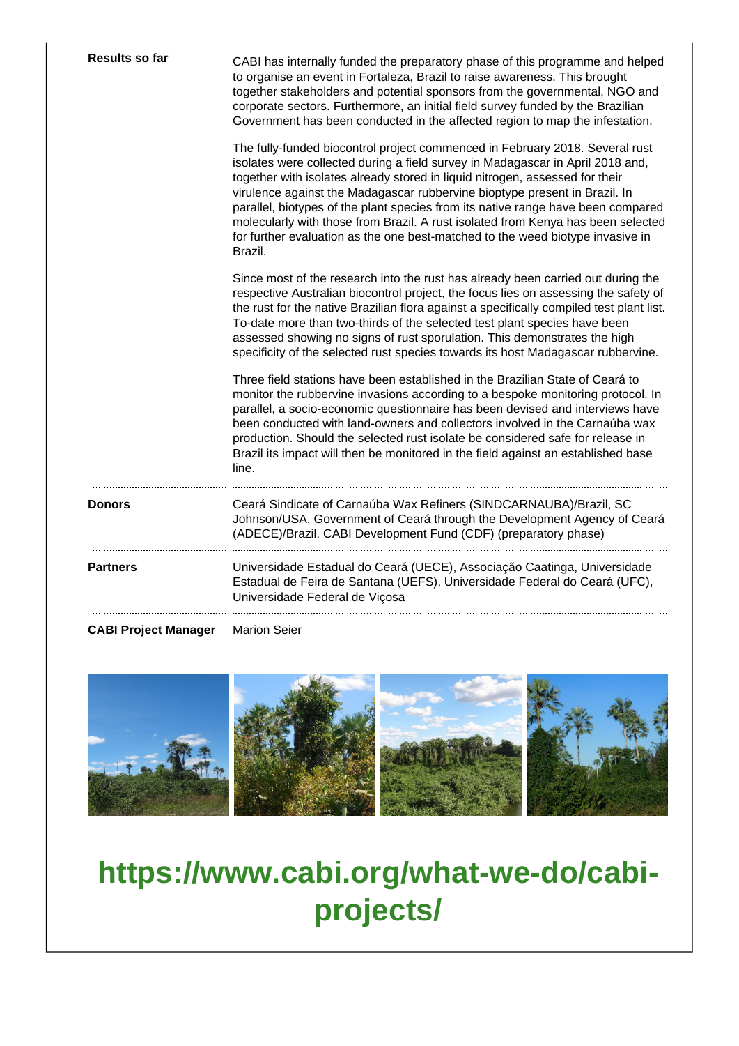**Results so far**

CABI has internally funded the preparatory phase of this programme and helped to organise an event in Fortaleza, Brazil to raise awareness. This brought together stakeholders and potential sponsors from the governmental, NGO and corporate sectors. Furthermore, an initial field survey funded by the Brazilian Government has been conducted in the affected region to map the infestation.

The fully-funded biocontrol project commenced in February 2018. Several rust isolates were collected during a field survey in Madagascar in April 2018 and, together with isolates already stored in liquid nitrogen, assessed for their virulence against the Madagascar rubbervine bioptype present in Brazil. In parallel, biotypes of the plant species from its native range have been compared molecularly with those from Brazil. A rust isolated from Kenya has been selected for further evaluation as the one best-matched to the weed biotype invasive in Brazil.

Since most of the research into the rust has already been carried out during the respective Australian biocontrol project, the focus lies on assessing the safety of the rust for the native Brazilian flora against a specifically compiled test plant list. To-date more than two-thirds of the selected test plant species have been assessed showing no signs of rust sporulation. This demonstrates the high specificity of the selected rust species towards its host Madagascar rubbervine.

Three field stations have been established in the Brazilian State of Ceará to monitor the rubbervine invasions according to a bespoke monitoring protocol. In parallel, a socio-economic questionnaire has been devised and interviews have been conducted with land-owners and collectors involved in the Carnaúba wax production. Should the selected rust isolate be considered safe for release in Brazil its impact will then be monitored in the field against an established base line.

**Donors**

Ceará Sindicate of Carnaúba Wax Refiners (SINDCARNAUBA)/Brazil, SC Johnson/USA, Government of Ceará through the Development Agency of Ceará (ADECE)/Brazil, CABI Development Fund (CDF) (preparatory phase)

**Partners**

Universidade Estadual do Ceará (UECE), Associação Caatinga, Universidade Estadual de Feira de Santana (UEFS), Universidade Federal do Ceará (UFC), Universidade Federal de Viçosa

**CABI Project Manager**

Marion Seier

**https://www.cabi.org/what-we-do/cabi-projects/**